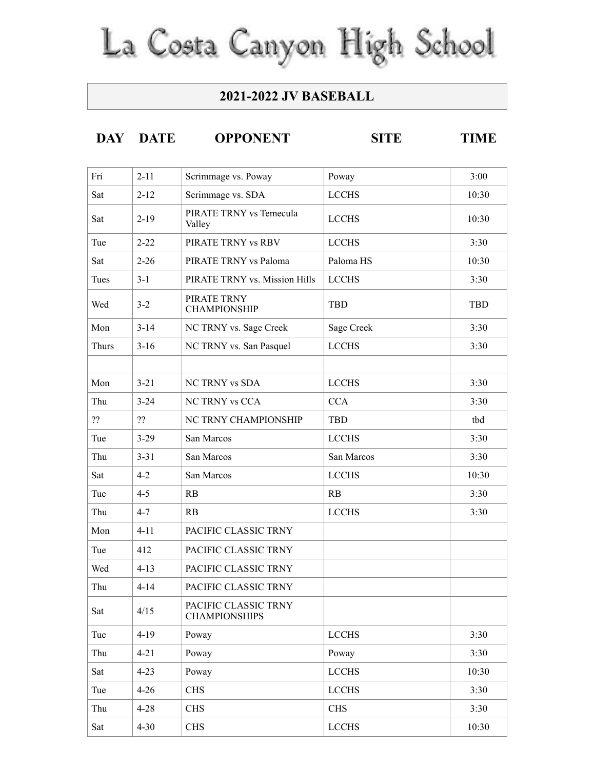# La Costa Canyon High School

## 2021-2022 JV BASEBALL

| DAY | DATE | OPPONENT | SITE | TIME |
|---|---|---|---|---|
| Fri | 2-11 | Scrimmage vs. Poway | Poway | 3:00 |
| Sat | 2-12 | Scrimmage vs. SDA | LCCHS | 10:30 |
| Sat | 2-19 | PIRATE TRNY vs Temecula Valley | LCCHS | 10:30 |
| Tue | 2-22 | PIRATE TRNY vs RBV | LCCHS | 3:30 |
| Sat | 2-26 | PIRATE TRNY vs Paloma | Paloma HS | 10:30 |
| Tues | 3-1 | PIRATE TRNY vs. Mission Hills | LCCHS | 3:30 |
| Wed | 3-2 | PIRATE TRNY CHAMPIONSHIP | TBD | TBD |
| Mon | 3-14 | NC TRNY vs. Sage Creek | Sage Creek | 3:30 |
| Thurs | 3-16 | NC TRNY vs. San Pasquel | LCCHS | 3:30 |
| | | | | |
| Mon | 3-21 | NC TRNY vs SDA | LCCHS | 3:30 |
| Thu | 3-24 | NC TRNY vs CCA | CCA | 3:30 |
| ?? | ?? | NC TRNY CHAMPIONSHIP | TBD | tbd |
| Tue | 3-29 | San Marcos | LCCHS | 3:30 |
| Thu | 3-31 | San Marcos | San Marcos | 3:30 |
| Sat | 4-2 | San Marcos | LCCHS | 10:30 |
| Tue | 4-5 | RB | RB | 3:30 |
| Thu | 4-7 | RB | LCCHS | 3:30 |
| Mon | 4-11 | PACIFIC CLASSIC TRNY | | |
| Tue | 412 | PACIFIC CLASSIC TRNY | | |
| Wed | 4-13 | PACIFIC CLASSIC TRNY | | |
| Thu | 4-14 | PACIFIC CLASSIC TRNY | | |
| Sat | 4/15 | PACIFIC CLASSIC TRNY CHAMPIONSHIPS | | |
| Tue | 4-19 | Poway | LCCHS | 3:30 |
| Thu | 4-21 | Poway | Poway | 3:30 |
| Sat | 4-23 | Poway | LCCHS | 10:30 |
| Tue | 4-26 | CHS | LCCHS | 3:30 |
| Thu | 4-28 | CHS | CHS | 3:30 |
| Sat | 4-30 | CHS | LCCHS | 10:30 |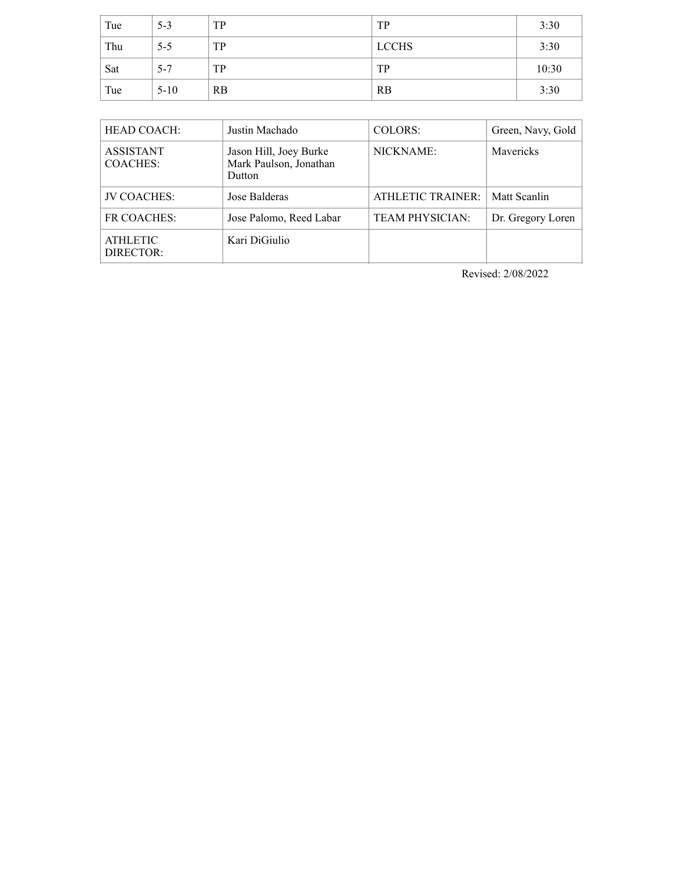| | | | | |
|---|---|---|---|---|
| Tue | 5-3 | TP | TP | 3:30 |
| Thu | 5-5 | TP | LCCHS | 3:30 |
| Sat | 5-7 | TP | TP | 10:30 |
| Tue | 5-10 | RB | RB | 3:30 |

| | | | |
|---|---|---|---|
| HEAD COACH: | Justin Machado | COLORS: | Green, Navy, Gold |
| ASSISTANT COACHES: | Jason Hill, Joey Burke Mark Paulson, Jonathan Dutton | NICKNAME: | Mavericks |
| JV COACHES: | Jose Balderas | ATHLETIC TRAINER: | Matt Scanlin |
| FR COACHES: | Jose Palomo, Reed Labar | TEAM PHYSICIAN: | Dr. Gregory Loren |
| ATHLETIC DIRECTOR: | Kari DiGiulio | | |

Revised: 2/08/2022